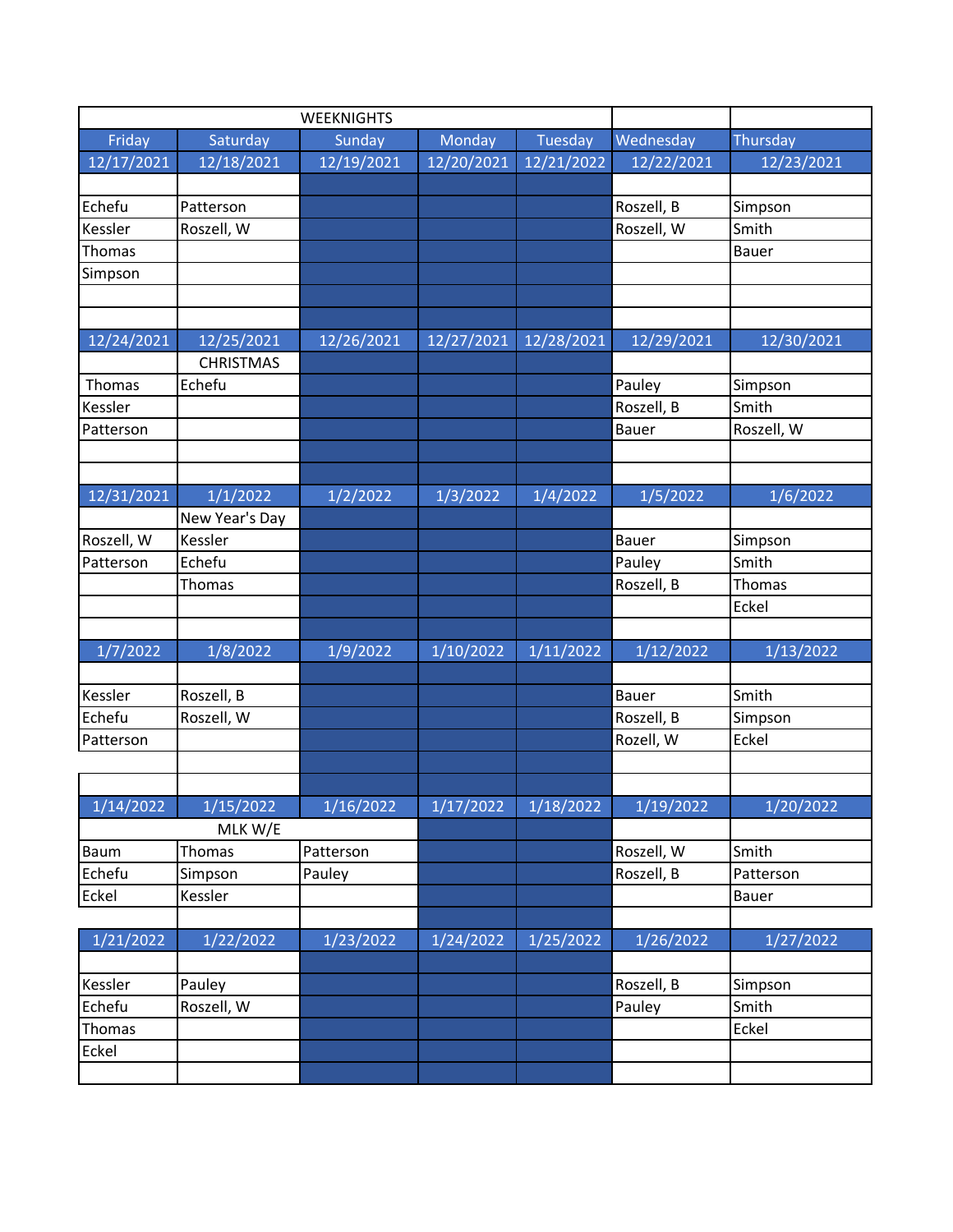| WEEKNIGHTS | | | | | | |
|---|---|---|---|---|---|---|
| Friday | Saturday | Sunday | Monday | Tuesday | Wednesday | Thursday |
| 12/17/2021 | 12/18/2021 | 12/19/2021 | 12/20/2021 | 12/21/2022 | 12/22/2021 | 12/23/2021 |
| | | | | | | |
| Echefu | Patterson | | | | Roszell, B | Simpson |
| Kessler | Roszell, W | | | | Roszell, W | Smith |
| Thomas | | | | | | Bauer |
| Simpson | | | | | | |
| | | | | | | |
| | | | | | | |
| 12/24/2021 | 12/25/2021 | 12/26/2021 | 12/27/2021 | 12/28/2021 | 12/29/2021 | 12/30/2021 |
| | CHRISTMAS | | | | | |
| Thomas | Echefu | | | | Pauley | Simpson |
| Kessler | | | | | Roszell, B | Smith |
| Patterson | | | | | Bauer | Roszell, W |
| | | | | | | |
| | | | | | | |
| 12/31/2021 | 1/1/2022 | 1/2/2022 | 1/3/2022 | 1/4/2022 | 1/5/2022 | 1/6/2022 |
| | New Year's Day | | | | | |
| Roszell, W | Kessler | | | | Bauer | Simpson |
| Patterson | Echefu | | | | Pauley | Smith |
| | Thomas | | | | Roszell, B | Thomas |
| | | | | | | Eckel |
| | | | | | | |
| 1/7/2022 | 1/8/2022 | 1/9/2022 | 1/10/2022 | 1/11/2022 | 1/12/2022 | 1/13/2022 |
| | | | | | | |
| Kessler | Roszell, B | | | | Bauer | Smith |
| Echefu | Roszell, W | | | | Roszell, B | Simpson |
| Patterson | | | | | Rozell, W | Eckel |
| | | | | | | |
| | | | | | | |
| 1/14/2022 | 1/15/2022 | 1/16/2022 | 1/17/2022 | 1/18/2022 | 1/19/2022 | 1/20/2022 |
| | MLK W/E | | | | | |
| Baum | Thomas | Patterson | | | Roszell, W | Smith |
| Echefu | Simpson | Pauley | | | Roszell, B | Patterson |
| Eckel | Kessler | | | | | Bauer |
| | | | | | | |
| 1/21/2022 | 1/22/2022 | 1/23/2022 | 1/24/2022 | 1/25/2022 | 1/26/2022 | 1/27/2022 |
| | | | | | | |
| Kessler | Pauley | | | | Roszell, B | Simpson |
| Echefu | Roszell, W | | | | Pauley | Smith |
| Thomas | | | | | | Eckel |
| Eckel | | | | | | |
| | | | | | | |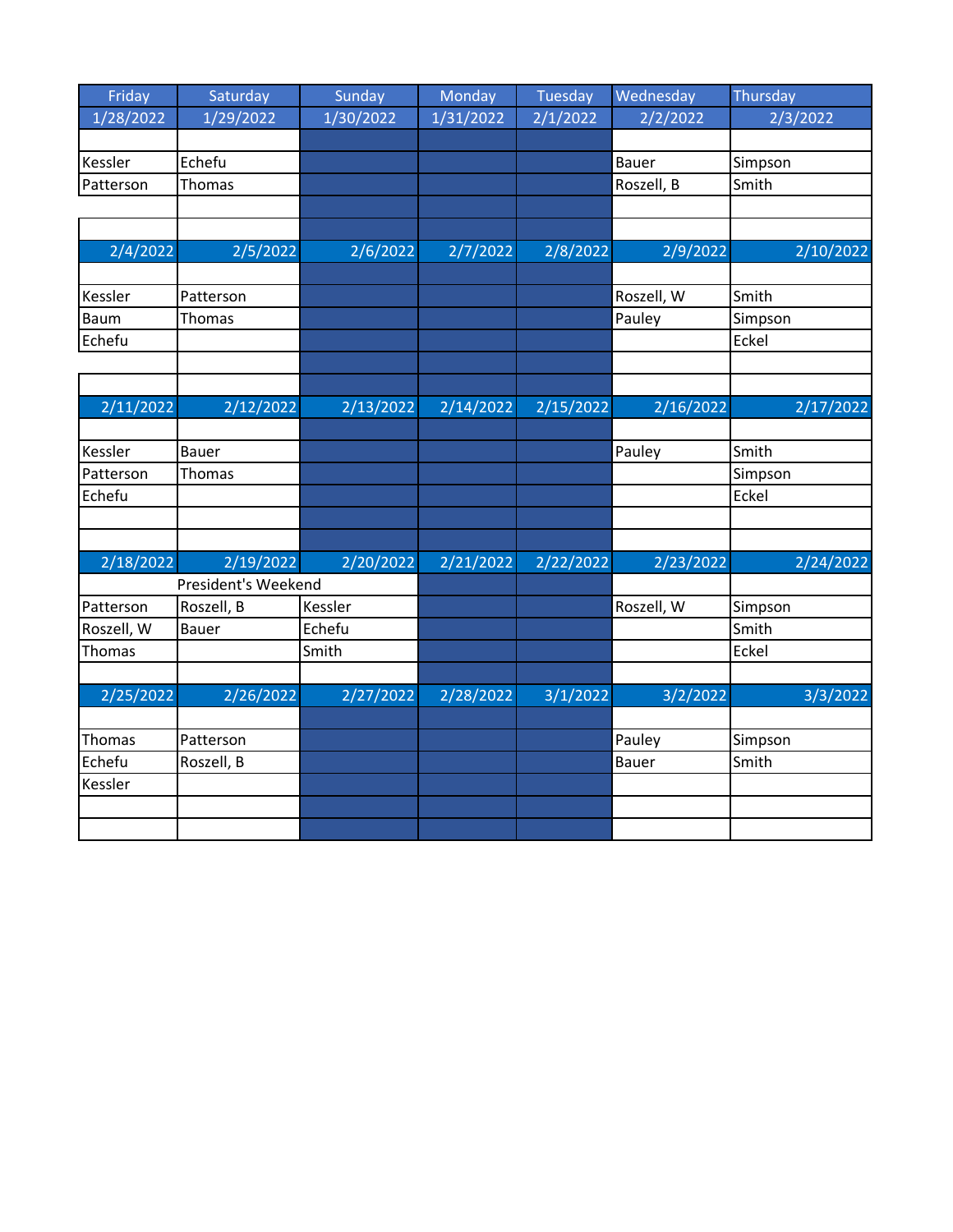| Friday | Saturday | Sunday | Monday | Tuesday | Wednesday | Thursday |
|---|---|---|---|---|---|---|
| 1/28/2022 | 1/29/2022 | 1/30/2022 | 1/31/2022 | 2/1/2022 | 2/2/2022 | 2/3/2022 |
| | | | | | | |
| Kessler | Echefu | | | | Bauer | Simpson |
| Patterson | Thomas | | | | Roszell, B | Smith |
| | | | | | | |
| | | | | | | |
| 2/4/2022 | 2/5/2022 | 2/6/2022 | 2/7/2022 | 2/8/2022 | 2/9/2022 | 2/10/2022 |
| | | | | | | |
| Kessler | Patterson | | | | Roszell, W | Smith |
| Baum | Thomas | | | | Pauley | Simpson |
| Echefu | | | | | | Eckel |
| | | | | | | |
| | | | | | | |
| 2/11/2022 | 2/12/2022 | 2/13/2022 | 2/14/2022 | 2/15/2022 | 2/16/2022 | 2/17/2022 |
| | | | | | | |
| Kessler | Bauer | | | | Pauley | Smith |
| Patterson | Thomas | | | | | Simpson |
| Echefu | | | | | | Eckel |
| | | | | | | |
| | | | | | | |
| 2/18/2022 | 2/19/2022 | 2/20/2022 | 2/21/2022 | 2/22/2022 | 2/23/2022 | 2/24/2022 |
| | President's Weekend | | | | | |
| Patterson | Roszell, B | Kessler | | | Roszell, W | Simpson |
| Roszell, W | Bauer | Echefu | | | | Smith |
| Thomas | | Smith | | | | Eckel |
| | | | | | | |
| 2/25/2022 | 2/26/2022 | 2/27/2022 | 2/28/2022 | 3/1/2022 | 3/2/2022 | 3/3/2022 |
| | | | | | | |
| Thomas | Patterson | | | | Pauley | Simpson |
| Echefu | Roszell, B | | | | Bauer | Smith |
| Kessler | | | | | | |
| | | | | | | |
| | | | | | | |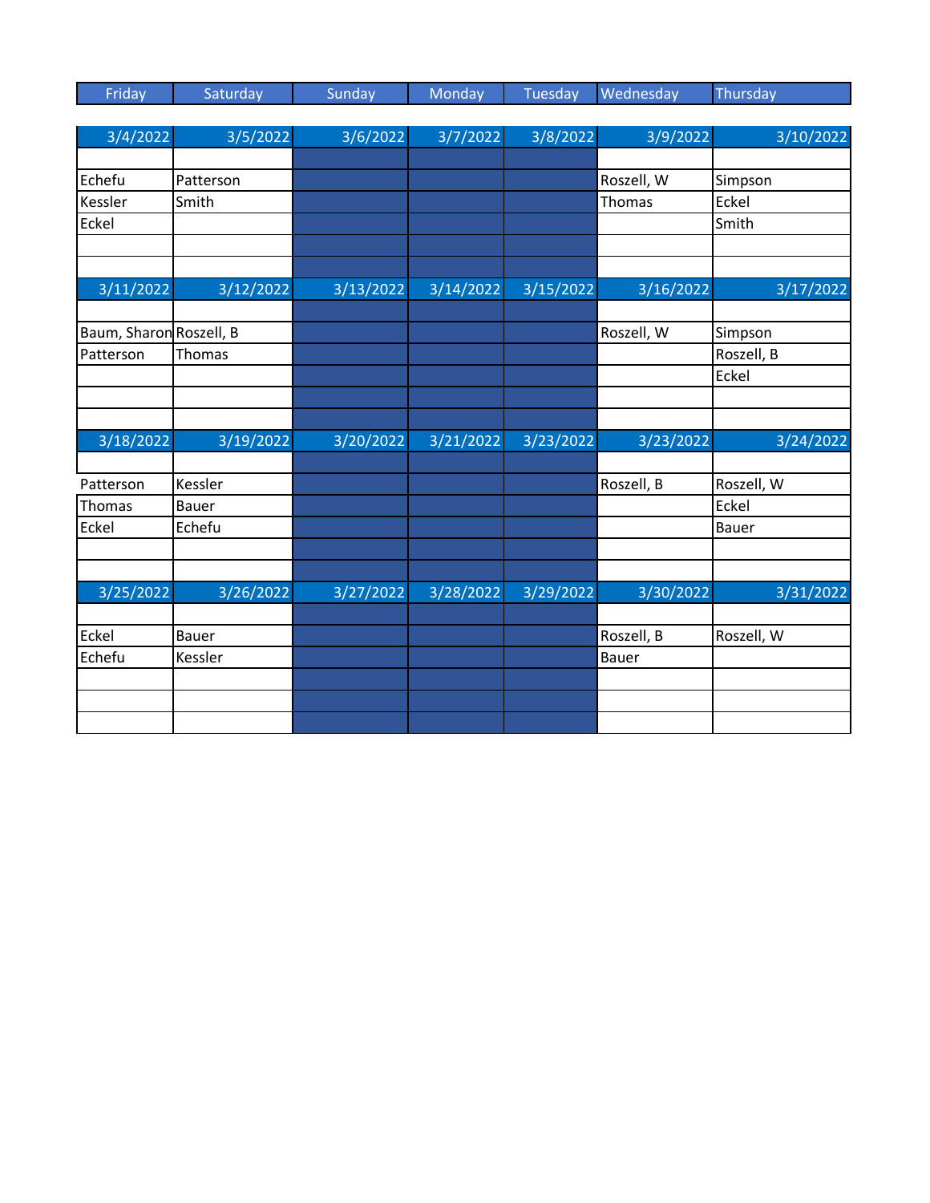| Friday | Saturday | Sunday | Monday | Tuesday | Wednesday | Thursday |
|---|---|---|---|---|---|---|
| 3/4/2022 | 3/5/2022 | 3/6/2022 | 3/7/2022 | 3/8/2022 | 3/9/2022 | 3/10/2022 |
| | | | | | | |
| Echefu | Patterson | | | | Roszell, W | Simpson |
| Kessler | Smith | | | | Thomas | Eckel |
| Eckel | | | | | | Smith |
| | | | | | | |
| | | | | | | |
| 3/11/2022 | 3/12/2022 | 3/13/2022 | 3/14/2022 | 3/15/2022 | 3/16/2022 | 3/17/2022 |
| | | | | | | |
| Baum, Sharon | Roszell, B | | | | Roszell, W | Simpson |
| Patterson | Thomas | | | | | Roszell, B |
| | | | | | | Eckel |
| | | | | | | |
| | | | | | | |
| 3/18/2022 | 3/19/2022 | 3/20/2022 | 3/21/2022 | 3/23/2022 | 3/23/2022 | 3/24/2022 |
| | | | | | | |
| Patterson | Kessler | | | | Roszell, B | Roszell, W |
| Thomas | Bauer | | | | | Eckel |
| Eckel | Echefu | | | | | Bauer |
| | | | | | | |
| | | | | | | |
| 3/25/2022 | 3/26/2022 | 3/27/2022 | 3/28/2022 | 3/29/2022 | 3/30/2022 | 3/31/2022 |
| | | | | | | |
| Eckel | Bauer | | | | Roszell, B | Roszell, W |
| Echefu | Kessler | | | | Bauer | |
| | | | | | | |
| | | | | | | |
| | | | | | | |